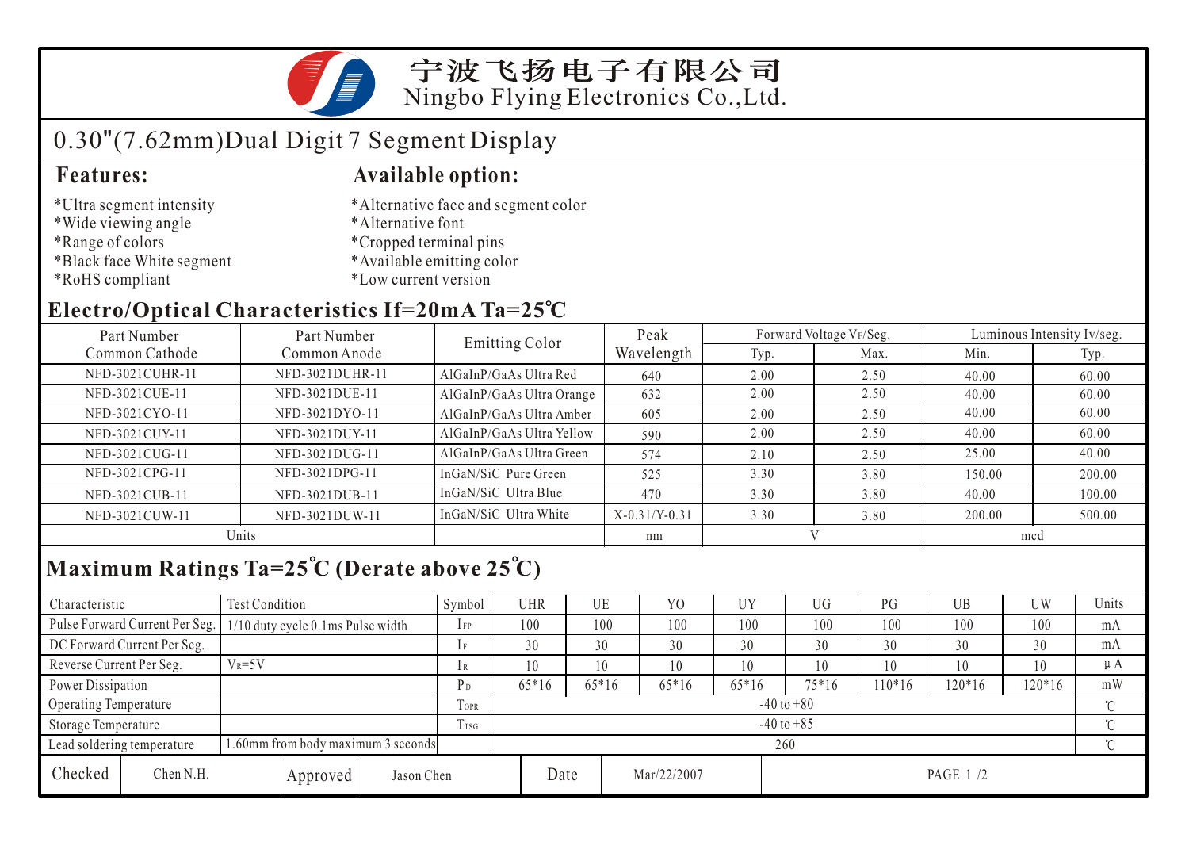# 宁波飞扬电子有限公司
Ningbo Flying Electronics Co.,Ltd.

## 0.30"(7.62mm)Dual Digit 7 Segment Display

### Features:

*Ultra segment intensity
*Wide viewing angle
*Range of colors
*Black face White segment
*RoHS compliant

### Available option:

*Alternative face and segment color
*Alternative font
*Cropped terminal pins
*Available emitting color
*Low current version

## Electro/Optical Characteristics If=20mA Ta=25℃

| Part Number Common Cathode | Part Number Common Anode | Emitting Color | Peak Wavelength | Forward Voltage VF/Seg. | | Luminous Intensity Iv/seg. | |
|---|---|---|---|---|---|---|---|
| | | | | Typ. | Max. | Min. | Typ. |
| NFD-3021CUHR-11 | NFD-3021DUHR-11 | AlGaInP/GaAs Ultra Red | 640 | 2.00 | 2.50 | 40.00 | 60.00 |
| NFD-3021CUE-11 | NFD-3021DUE-11 | AlGaInP/GaAs Ultra Orange | 632 | 2.00 | 2.50 | 40.00 | 60.00 |
| NFD-3021CYO-11 | NFD-3021DYO-11 | AlGaInP/GaAs Ultra Amber | 605 | 2.00 | 2.50 | 40.00 | 60.00 |
| NFD-3021CUY-11 | NFD-3021DUY-11 | AlGaInP/GaAs Ultra Yellow | 590 | 2.00 | 2.50 | 40.00 | 60.00 |
| NFD-3021CUG-11 | NFD-3021DUG-11 | AlGaInP/GaAs Ultra Green | 574 | 2.10 | 2.50 | 25.00 | 40.00 |
| NFD-3021CPG-11 | NFD-3021DPG-11 | InGaN/SiC Pure Green | 525 | 3.30 | 3.80 | 150.00 | 200.00 |
| NFD-3021CUB-11 | NFD-3021DUB-11 | InGaN/SiC Ultra Blue | 470 | 3.30 | 3.80 | 40.00 | 100.00 |
| NFD-3021CUW-11 | NFD-3021DUW-11 | InGaN/SiC Ultra White | X-0.31/Y-0.31 | 3.30 | 3.80 | 200.00 | 500.00 |
| Units | | | nm | V | | mcd | |

## Maximum Ratings Ta=25℃ (Derate above 25℃)

| Characteristic | Test Condition | Symbol | UHR | UE | YO | UY | UG | PG | UB | UW | Units |
|---|---|---|---|---|---|---|---|---|---|---|---|
| Pulse Forward Current Per Seg. | 1/10 duty cycle 0.1ms Pulse width | $I_{FP}$ | 100 | 100 | 100 | 100 | 100 | 100 | 100 | 100 | mA |
| DC Forward Current Per Seg. | | $I_F$ | 30 | 30 | 30 | 30 | 30 | 30 | 30 | 30 | mA |
| Reverse Current Per Seg. | $V_R$=5V | $I_R$ | 10 | 10 | 10 | 10 | 10 | 10 | 10 | 10 | μA |
| Power Dissipation | | $P_D$ | 65*16 | 65*16 | 65*16 | 65*16 | 75*16 | 110*16 | 120*16 | 120*16 | mW |
| Operating Temperature | | $T_{OPR}$ | -40 to +80 | | | | | | | | ℃ |
| Storage Temperature | | $T_{TSG}$ | -40 to +85 | | | | | | | | ℃ |
| Lead soldering temperature | 1.60mm from body maximum 3 seconds | | 260 | | | | | | | | ℃ |

| Checked | Chen N.H. | Approved | Jason Chen | Date | Mar/22/2007 |
|---|---|---|---|---|---|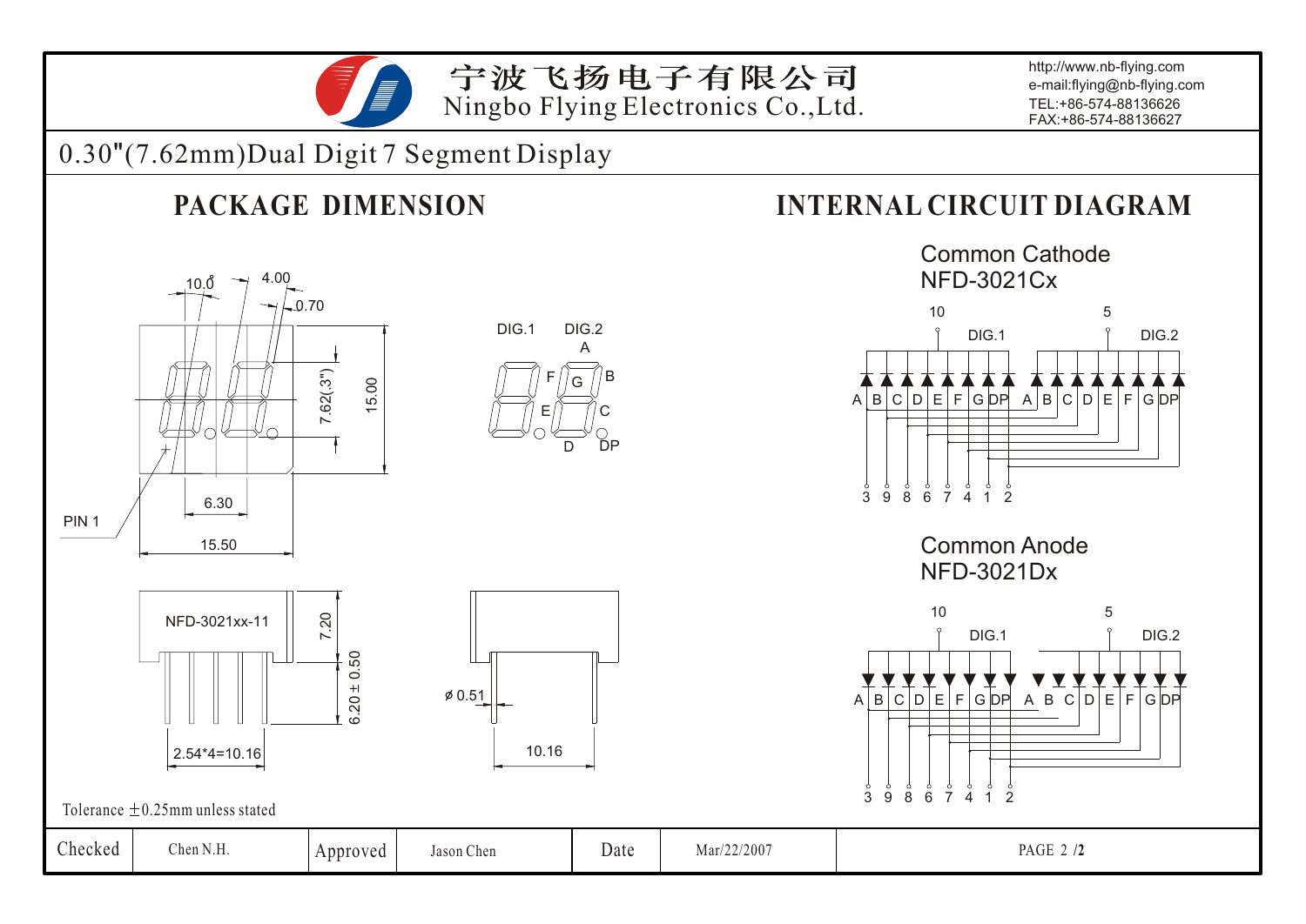# 宁波飞扬电子有限公司
Ningbo Flying Electronics Co.,Ltd.

http://www.nb-flying.com
e-mail:flying@nb-flying.com
TEL:+86-574-88136626
FAX:+86-574-88136627

## 0.30"(7.62mm)Dual Digit 7 Segment Display

### PACKAGE DIMENSION

10.0°
4.00
0.70
7.62(.3")
15.00
6.30
15.50
PIN 1

DIG.1 DIG.2
A
F G B
E C
D DP

NFD-3021xx-11
7.20
6.20 ± 0.50
2.54*4=10.16
ø 0.51
10.16

Tolerance ±0.25mm unless stated

### INTERNAL CIRCUIT DIAGRAM

Common Cathode
NFD-3021Cx

10 5
DIG.1 DIG.2
A B C D E F G DP A B C D E F G DP
3 9 8 6 7 4 1 2

Common Anode
NFD-3021Dx

10 5
DIG.1 DIG.2
A B C D E F G DP A B C D E F G DP
3 9 8 6 7 4 1 2

| Checked | Chen N.H. | Approved | Jason Chen | Date | Mar/22/2007 | PAGE 2 /2 |
|---|---|---|---|---|---|---|